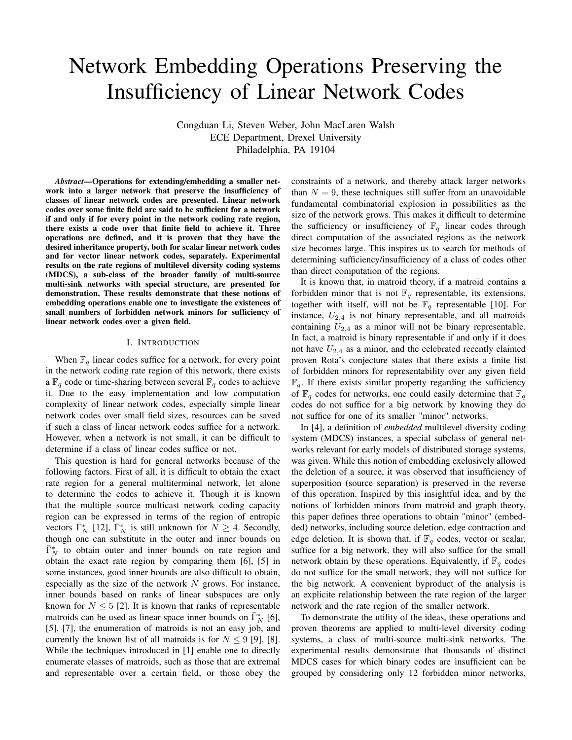# Network Embedding Operations Preserving the Insufficiency of Linear Network Codes

Congduan Li, Steven Weber, John MacLaren Walsh
ECE Department, Drexel University
Philadelphia, PA 19104

***Abstract*—Operations for extending/embedding a smaller network into a larger network that preserve the insufficiency of classes of linear network codes are presented. Linear network codes over some finite field are said to be sufficient for a network if and only if for every point in the network coding rate region, there exists a code over that finite field to achieve it. Three operations are defined, and it is proven that they have the desired inheritance property, both for scalar linear network codes and for vector linear network codes, separately. Experimental results on the rate regions of multilevel diversity coding systems (MDCS), a sub-class of the broader family of multi-source multi-sink networks with special structure, are presented for demonstration. These results demonstrate that these notions of embedding operations enable one to investigate the existences of small numbers of forbidden network minors for sufficiency of linear network codes over a given field.**

## I. Introduction

When $\mathbb{F}_q$ linear codes suffice for a network, for every point in the network coding rate region of this network, there exists a $\mathbb{F}_q$ code or time-sharing between several $\mathbb{F}_q$ codes to achieve it. Due to the easy implementation and low computation complexity of linear network codes, especially simple linear network codes over small field sizes, resources can be saved if such a class of linear network codes suffice for a network. However, when a network is not small, it can be difficult to determine if a class of linear codes suffice or not.

This question is hard for general networks because of the following factors. First of all, it is difficult to obtain the exact rate region for a general multiterminal network, let alone to determine the codes to achieve it. Though it is known that the multiple source multicast network coding capacity region can be expressed in terms of the region of entropic vectors $\bar{\Gamma}_N^*$ [12], $\bar{\Gamma}_N^*$ is still unknown for $N \geq 4$. Secondly, though one can substitute in the outer and inner bounds on $\bar{\Gamma}_N^*$ to obtain outer and inner bounds on rate region and obtain the exact rate region by comparing them [6], [5] in some instances, good inner bounds are also difficult to obtain, especially as the size of the network $N$ grows. For instance, inner bounds based on ranks of linear subspaces are only known for $N \leq 5$ [2]. It is known that ranks of representable matroids can be used as linear space inner bounds on $\bar{\Gamma}_N^*$ [6], [5], [7], the enumeration of matroids is not an easy job, and currently the known list of all matroids is for $N \leq 9$ [9], [8]. While the techniques introduced in [1] enable one to directly enumerate classes of matroids, such as those that are extremal and representable over a certain field, or those obey the constraints of a network, and thereby attack larger networks than $N = 9$, these techniques still suffer from an unavoidable fundamental combinatorial explosion in possibilities as the size of the network grows. This makes it difficult to determine the sufficiency or insufficiency of $\mathbb{F}_q$ linear codes through direct computation of the associated regions as the network size becomes large. This inspires us to search for methods of determining sufficiency/insufficiency of a class of codes other than direct computation of the regions.

It is known that, in matroid theory, if a matroid contains a forbidden minor that is not $\mathbb{F}_q$ representable, its extensions, together with itself, will not be $\mathbb{F}_q$ representable [10]. For instance, $U_{2,4}$ is not binary representable, and all matroids containing $U_{2,4}$ as a minor will not be binary representable. In fact, a matroid is binary representable if and only if it does not have $U_{2,4}$ as a minor, and the celebrated recently claimed proven Rota's conjecture states that there exists a finite list of forbidden minors for representability over any given field $\mathbb{F}_q$. If there exists similar property regarding the sufficiency of $\mathbb{F}_q$ codes for networks, one could easily determine that $\mathbb{F}_q$ codes do not suffice for a big network by knowing they do not suffice for one of its smaller "minor" networks.

In [4], a definition of *embedded* multilevel diversity coding system (MDCS) instances, a special subclass of general networks relevant for early models of distributed storage systems, was given. While this notion of embedding exclusively allowed the deletion of a source, it was observed that insufficiency of superposition (source separation) is preserved in the reverse of this operation. Inspired by this insightful idea, and by the notions of forbidden minors from matroid and graph theory, this paper defines three operations to obtain "minor" (embedded) networks, including source deletion, edge contraction and edge deletion. It is shown that, if $\mathbb{F}_q$ codes, vector or scalar, suffice for a big network, they will also suffice for the small network obtain by these operations. Equivalently, if $\mathbb{F}_q$ codes do not suffice for the small network, they will not suffice for the big network. A convenient byproduct of the analysis is an explicite relationship between the rate region of the larger network and the rate region of the smaller network.

To demonstrate the utility of the ideas, these operations and proven theorems are applied to multi-level diversity coding systems, a class of multi-source multi-sink networks. The experimental results demonstrate that thousands of distinct MDCS cases for which binary codes are insufficient can be grouped by considering only 12 forbidden minor networks,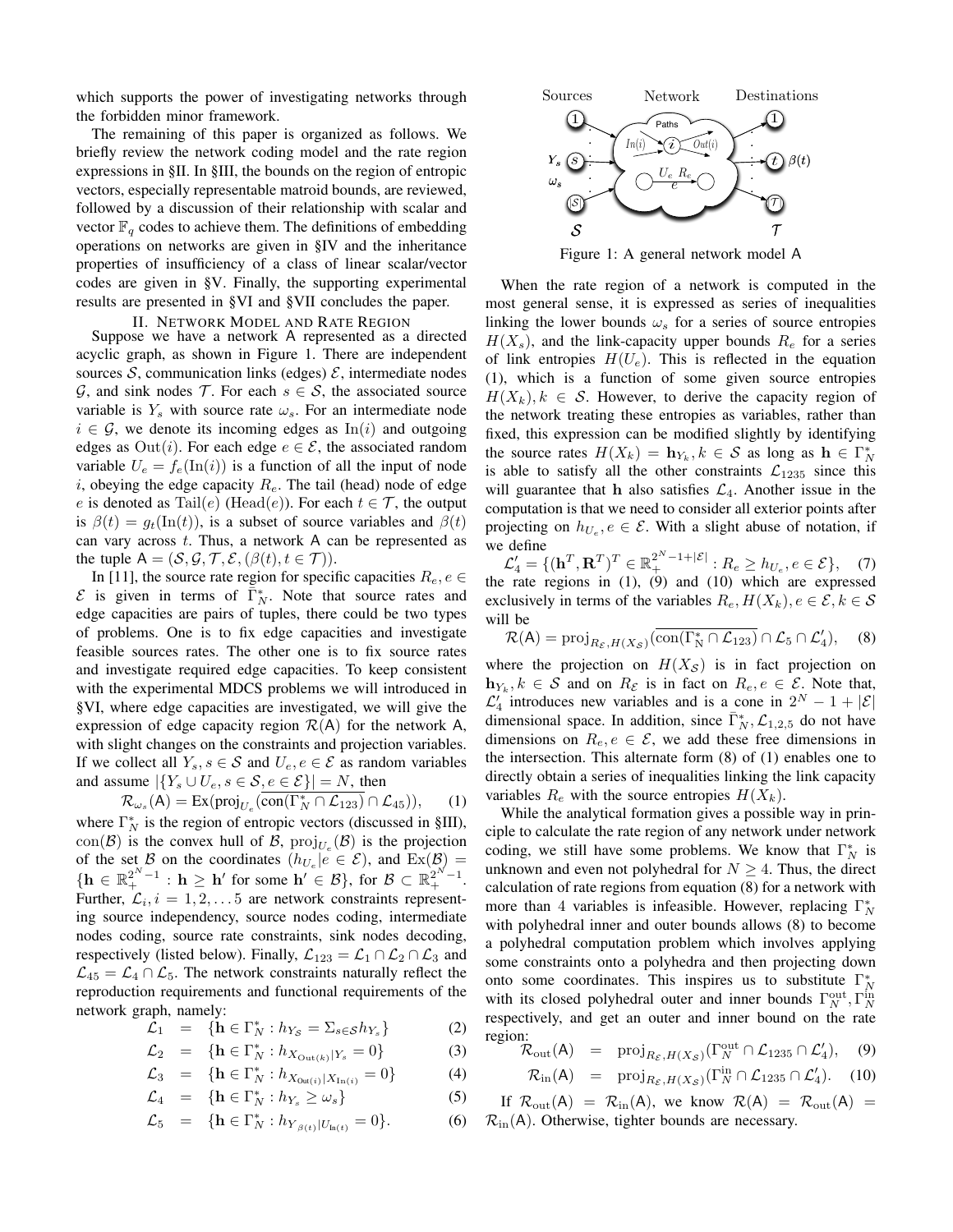which supports the power of investigating networks through the forbidden minor framework.

The remaining of this paper is organized as follows. We briefly review the network coding model and the rate region expressions in §II. In §III, the bounds on the region of entropic vectors, especially representable matroid bounds, are reviewed, followed by a discussion of their relationship with scalar and vector $\mathbb{F}_q$ codes to achieve them. The definitions of embedding operations on networks are given in §IV and the inheritance properties of insufficiency of a class of linear scalar/vector codes are given in §V. Finally, the supporting experimental results are presented in §VI and §VII concludes the paper.

## II. Network Model and Rate Region

Suppose we have a network A represented as a directed acyclic graph, as shown in Figure 1. There are independent sources $\mathcal{S}$, communication links (edges) $\mathcal{E}$, intermediate nodes $\mathcal{G}$, and sink nodes $\mathcal{T}$. For each $s \in \mathcal{S}$, the associated source variable is $Y_s$ with source rate $\omega_s$. For an intermediate node $i \in \mathcal{G}$, we denote its incoming edges as $\text{In}(i)$ and outgoing edges as $\text{Out}(i)$. For each edge $e \in \mathcal{E}$, the associated random variable $U_e = f_e(\text{In}(i))$ is a function of all the input of node $i$, obeying the edge capacity $R_e$. The tail (head) node of edge $e$ is denoted as $\text{Tail}(e)$ ($\text{Head}(e)$). For each $t \in \mathcal{T}$, the output is $\beta(t) = g_t(\text{In}(t))$, is a subset of source variables and $\beta(t)$ can vary across $t$. Thus, a network A can be represented as the tuple $\mathsf{A} = (\mathcal{S}, \mathcal{G}, \mathcal{T}, \mathcal{E}, (\beta(t), t \in \mathcal{T}))$.

In [11], the source rate region for specific capacities $R_e, e \in \mathcal{E}$ is given in terms of $\bar{\Gamma}_N^*$. Note that source rates and edge capacities are pairs of tuples, there could be two types of problems. One is to fix edge capacities and investigate feasible sources rates. The other one is to fix source rates and investigate required edge capacities. To keep consistent with the experimental MDCS problems we will introduced in §VI, where edge capacities are investigated, we will give the expression of edge capacity region $\mathcal{R}(\mathsf{A})$ for the network A, with slight changes on the constraints and projection variables. If we collect all $Y_s, s \in \mathcal{S}$ and $U_e, e \in \mathcal{E}$ as random variables and assume $|\{Y_s \cup U_e, s \in \mathcal{S}, e \in \mathcal{E}\}| = N$, then

$$\mathcal{R}_{\omega_s}(\mathsf{A}) = \text{Ex}(\text{proj}_{U_e}(\overline{\text{con}(\Gamma_N^* \cap \mathcal{L}_{123})} \cap \mathcal{L}_{45})), \quad (1)$$

where $\Gamma_N^*$ is the region of entropic vectors (discussed in §III), $\text{con}(\mathcal{B})$ is the convex hull of $\mathcal{B}$, $\text{proj}_{U_e}(\mathcal{B})$ is the projection of the set $\mathcal{B}$ on the coordinates $(h_{U_e} | e \in \mathcal{E})$, and $\text{Ex}(\mathcal{B}) = \{\mathbf{h} \in \mathbb{R}_+^{2^N-1} : \mathbf{h} \geq \mathbf{h}' \text{ for some } \mathbf{h}' \in \mathcal{B}\}$, for $\mathcal{B} \subset \mathbb{R}_+^{2^N-1}$. Further, $\mathcal{L}_i, i = 1, 2, \ldots 5$ are network constraints representing source independency, source nodes coding, intermediate nodes coding, source rate constraints, sink nodes decoding, respectively (listed below). Finally, $\mathcal{L}_{123} = \mathcal{L}_1 \cap \mathcal{L}_2 \cap \mathcal{L}_3$ and $\mathcal{L}_{45} = \mathcal{L}_4 \cap \mathcal{L}_5$. The network constraints naturally reflect the reproduction requirements and functional requirements of the network graph, namely:

$$\mathcal{L}_1 = \{\mathbf{h} \in \Gamma_N^* : h_{Y_\mathcal{S}} = \Sigma_{s \in \mathcal{S}} h_{Y_s}\} \quad (2)$$

$$\mathcal{L}_2 = \{\mathbf{h} \in \Gamma_N^* : h_{X_{\text{Out}(k)}|Y_s} = 0\} \quad (3)$$

$$\mathcal{L}_3 = \{\mathbf{h} \in \Gamma_N^* : h_{X_{\text{Out}(i)}|X_{\text{In}(i)}} = 0\} \quad (4)$$

$$\mathcal{L}_4 = \{\mathbf{h} \in \Gamma_N^* : h_{Y_s} \geq \omega_s\} \quad (5)$$

$$\mathcal{L}_5 = \{\mathbf{h} \in \Gamma_N^* : h_{Y_{\beta(t)}|U_{\text{In}(t)}} = 0\}. \quad (6)$$

Figure 1: A general network model A

When the rate region of a network is computed in the most general sense, it is expressed as series of inequalities linking the lower bounds $\omega_s$ for a series of source entropies $H(X_s)$, and the link-capacity upper bounds $R_e$ for a series of link entropies $H(U_e)$. This is reflected in the equation (1), which is a function of some given source entropies $H(X_k), k \in \mathcal{S}$. However, to derive the capacity region of the network treating these entropies as variables, rather than fixed, this expression can be modified slightly by identifying the source rates $H(X_k) = \mathbf{h}_{Y_k}, k \in \mathcal{S}$ as long as $\mathbf{h} \in \Gamma_N^*$ is able to satisfy all the other constraints $\mathcal{L}_{1235}$ since this will guarantee that $\mathbf{h}$ also satisfies $\mathcal{L}_4$. Another issue in the computation is that we need to consider all exterior points after projecting on $h_{U_e}, e \in \mathcal{E}$. With a slight abuse of notation, if we define

$$\mathcal{L}_4' = \{(\mathbf{h}^T, \mathbf{R}^T)^T \in \mathbb{R}_+^{2^N-1+|\mathcal{E}|} : R_e \geq h_{U_e}, e \in \mathcal{E}\}, \quad (7)$$

the rate regions in (1), (9) and (10) which are expressed exclusively in terms of the variables $R_e, H(X_k), e \in \mathcal{E}, k \in \mathcal{S}$ will be

$$\mathcal{R}(\mathsf{A}) = \text{proj}_{R_\mathcal{E}, H(X_\mathcal{S})}(\overline{\text{con}(\Gamma_N^* \cap \mathcal{L}_{123})} \cap \mathcal{L}_5 \cap \mathcal{L}_4'), \quad (8)$$

where the projection on $H(X_\mathcal{S})$ is in fact projection on $\mathbf{h}_{Y_k}, k \in \mathcal{S}$ and on $R_\mathcal{E}$ is in fact on $R_e, e \in \mathcal{E}$. Note that, $\mathcal{L}_4'$ introduces new variables and is a cone in $2^N - 1 + |\mathcal{E}|$ dimensional space. In addition, since $\bar{\Gamma}_N^*, \mathcal{L}_{1,2,5}$ do not have dimensions on $R_e, e \in \mathcal{E}$, we add these free dimensions in the intersection. This alternate form (8) of (1) enables one to directly obtain a series of inequalities linking the link capacity variables $R_e$ with the source entropies $H(X_k)$.

While the analytical formation gives a possible way in principle to calculate the rate region of any network under network coding, we still have some problems. We know that $\Gamma_N^*$ is unknown and even not polyhedral for $N \geq 4$. Thus, the direct calculation of rate regions from equation (8) for a network with more than 4 variables is infeasible. However, replacing $\Gamma_N^*$ with polyhedral inner and outer bounds allows (8) to become a polyhedral computation problem which involves applying some constraints onto a polyhedra and then projecting down onto some coordinates. This inspires us to substitute $\Gamma_N^*$ with its closed polyhedral outer and inner bounds $\Gamma_N^{\text{out}}, \Gamma_N^{\text{in}}$ respectively, and get an outer and inner bound on the rate region:

$$\mathcal{R}_{\text{out}}(\mathsf{A}) = \text{proj}_{R_\mathcal{E}, H(X_\mathcal{S})}(\Gamma_N^{\text{out}} \cap \mathcal{L}_{1235} \cap \mathcal{L}_4'), \quad (9)$$

$$\mathcal{R}_{\text{in}}(\mathsf{A}) = \text{proj}_{R_\mathcal{E}, H(X_\mathcal{S})}(\Gamma_N^{\text{in}} \cap \mathcal{L}_{1235} \cap \mathcal{L}_4'). \quad (10)$$

If $\mathcal{R}_{\text{out}}(\mathsf{A}) = \mathcal{R}_{\text{in}}(\mathsf{A})$, we know $\mathcal{R}(\mathsf{A}) = \mathcal{R}_{\text{out}}(\mathsf{A}) = \mathcal{R}_{\text{in}}(\mathsf{A})$. Otherwise, tighter bounds are necessary.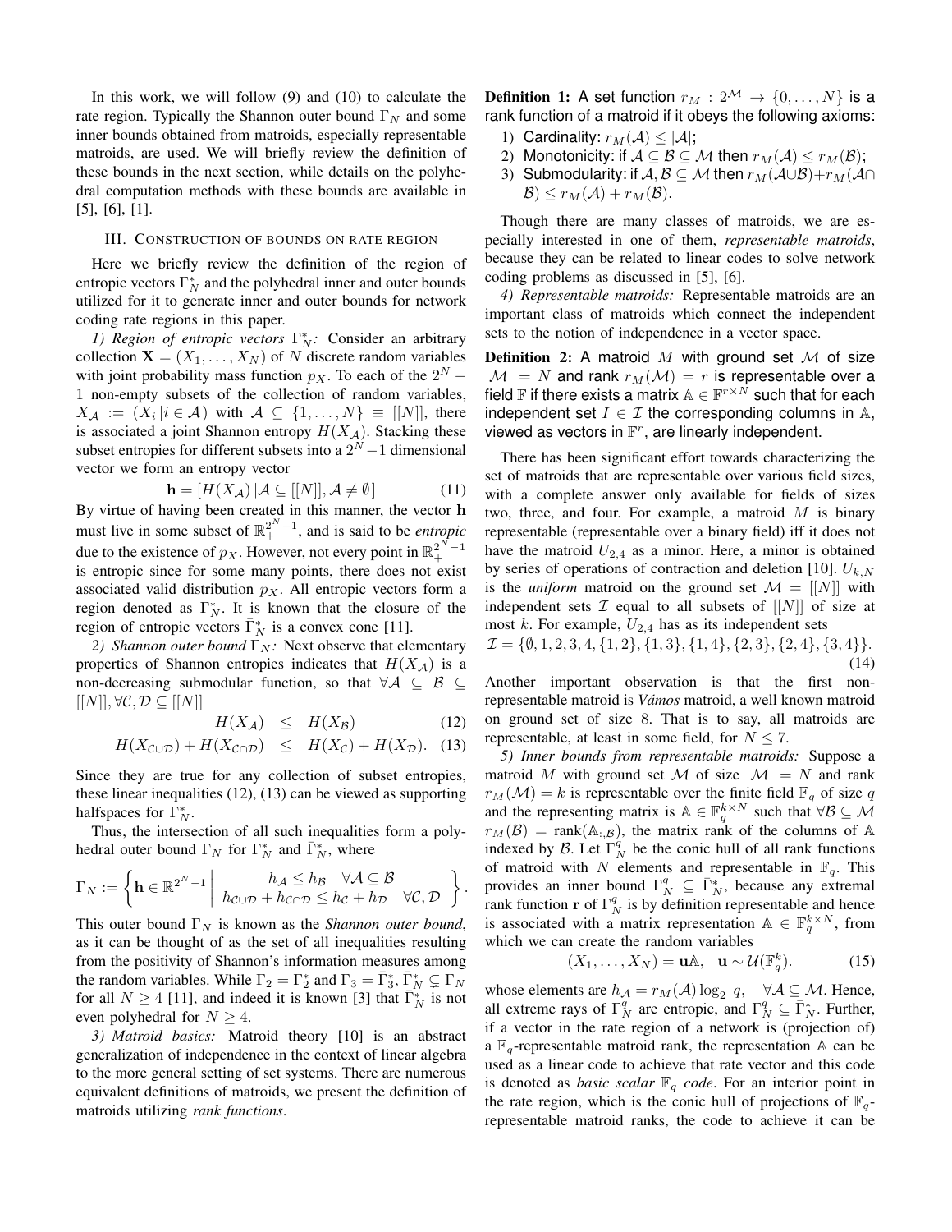In this work, we will follow (9) and (10) to calculate the rate region. Typically the Shannon outer bound $\Gamma_N$ and some inner bounds obtained from matroids, especially representable matroids, are used. We will briefly review the definition of these bounds in the next section, while details on the polyhedral computation methods with these bounds are available in [5], [6], [1].

## III. Construction of bounds on rate region

Here we briefly review the definition of the region of entropic vectors $\Gamma_N^*$ and the polyhedral inner and outer bounds utilized for it to generate inner and outer bounds for network coding rate regions in this paper.

*1) Region of entropic vectors $\Gamma_N^*$:* Consider an arbitrary collection $\mathbf{X} = (X_1, \ldots, X_N)$ of $N$ discrete random variables with joint probability mass function $p_X$. To each of the $2^N - 1$ non-empty subsets of the collection of random variables, $X_\mathcal{A} := (X_i \,|\, i \in \mathcal{A})$ with $\mathcal{A} \subseteq \{1, \ldots, N\} \equiv [[N]]$, there is associated a joint Shannon entropy $H(X_\mathcal{A})$. Stacking these subset entropies for different subsets into a $2^N - 1$ dimensional vector we form an entropy vector

$$\mathbf{h} = [H(X_\mathcal{A}) \,|\, \mathcal{A} \subseteq [[N]], \mathcal{A} \neq \emptyset] \tag{11}$$

By virtue of having been created in this manner, the vector $\mathbf{h}$ must live in some subset of $\mathbb{R}_+^{2^N-1}$, and is said to be *entropic* due to the existence of $p_X$. However, not every point in $\mathbb{R}_+^{2^N-1}$ is entropic since for some many points, there does not exist associated valid distribution $p_X$. All entropic vectors form a region denoted as $\Gamma_N^*$. It is known that the closure of the region of entropic vectors $\bar{\Gamma}_N^*$ is a convex cone [11].

*2) Shannon outer bound $\Gamma_N$:* Next observe that elementary properties of Shannon entropies indicates that $H(X_\mathcal{A})$ is a non-decreasing submodular function, so that $\forall \mathcal{A} \subseteq \mathcal{B} \subseteq [[N]], \forall \mathcal{C}, \mathcal{D} \subseteq [[N]]$

$$H(X_\mathcal{A}) \leq H(X_\mathcal{B}) \tag{12}$$

$$H(X_{\mathcal{C}\cup\mathcal{D}}) + H(X_{\mathcal{C}\cap\mathcal{D}}) \leq H(X_\mathcal{C}) + H(X_\mathcal{D}). \tag{13}$$

Since they are true for any collection of subset entropies, these linear inequalities (12), (13) can be viewed as supporting halfspaces for $\Gamma_N^*$.

Thus, the intersection of all such inequalities form a polyhedral outer bound $\Gamma_N$ for $\Gamma_N^*$ and $\bar{\Gamma}_N^*$, where

$$\Gamma_N := \left\{ \mathbf{h} \in \mathbb{R}^{2^N-1} \;\middle|\; \begin{array}{ll} h_\mathcal{A} \leq h_\mathcal{B} & \forall \mathcal{A} \subseteq \mathcal{B} \\ h_{\mathcal{C}\cup\mathcal{D}} + h_{\mathcal{C}\cap\mathcal{D}} \leq h_\mathcal{C} + h_\mathcal{D} & \forall \mathcal{C}, \mathcal{D} \end{array} \right\}.$$

This outer bound $\Gamma_N$ is known as the *Shannon outer bound*, as it can be thought of as the set of all inequalities resulting from the positivity of Shannon's information measures among the random variables. While $\Gamma_2 = \Gamma_2^*$ and $\Gamma_3 = \bar{\Gamma}_3^*$, $\bar{\Gamma}_N^* \subsetneq \Gamma_N$ for all $N \geq 4$ [11], and indeed it is known [3] that $\bar{\Gamma}_N^*$ is not even polyhedral for $N \geq 4$.

*3) Matroid basics:* Matroid theory [10] is an abstract generalization of independence in the context of linear algebra to the more general setting of set systems. There are numerous equivalent definitions of matroids, we present the definition of matroids utilizing *rank functions*.

**Definition 1:** A set function $r_M : 2^\mathcal{M} \to \{0, \ldots, N\}$ is a rank function of a matroid if it obeys the following axioms:

1) Cardinality: $r_M(\mathcal{A}) \leq |\mathcal{A}|$;
2) Monotonicity: if $\mathcal{A} \subseteq \mathcal{B} \subseteq \mathcal{M}$ then $r_M(\mathcal{A}) \leq r_M(\mathcal{B})$;
3) Submodularity: if $\mathcal{A}, \mathcal{B} \subseteq \mathcal{M}$ then $r_M(\mathcal{A}\cup\mathcal{B}) + r_M(\mathcal{A}\cap\mathcal{B}) \leq r_M(\mathcal{A}) + r_M(\mathcal{B})$.

Though there are many classes of matroids, we are especially interested in one of them, *representable matroids*, because they can be related to linear codes to solve network coding problems as discussed in [5], [6].

*4) Representable matroids:* Representable matroids are an important class of matroids which connect the independent sets to the notion of independence in a vector space.

**Definition 2:** A matroid $M$ with ground set $\mathcal{M}$ of size $|\mathcal{M}| = N$ and rank $r_M(\mathcal{M}) = r$ is representable over a field $\mathbb{F}$ if there exists a matrix $\mathbb{A} \in \mathbb{F}^{r \times N}$ such that for each independent set $I \in \mathcal{I}$ the corresponding columns in $\mathbb{A}$, viewed as vectors in $\mathbb{F}^r$, are linearly independent.

There has been significant effort towards characterizing the set of matroids that are representable over various field sizes, with a complete answer only available for fields of sizes two, three, and four. For example, a matroid $M$ is binary representable (representable over a binary field) iff it does not have the matroid $U_{2,4}$ as a minor. Here, a minor is obtained by series of operations of contraction and deletion [10]. $U_{k,N}$ is the *uniform* matroid on the ground set $\mathcal{M} = [[N]]$ with independent sets $\mathcal{I}$ equal to all subsets of $[[N]]$ of size at most $k$. For example, $U_{2,4}$ has as its independent sets

$$\mathcal{I} = \{\emptyset, 1, 2, 3, 4, \{1,2\}, \{1,3\}, \{1,4\}, \{2,3\}, \{2,4\}, \{3,4\}\}. \tag{14}$$

Another important observation is that the first non-representable matroid is *Vámos* matroid, a well known matroid on ground set of size 8. That is to say, all matroids are representable, at least in some field, for $N \leq 7$.

*5) Inner bounds from representable matroids:* Suppose a matroid $M$ with ground set $\mathcal{M}$ of size $|\mathcal{M}| = N$ and rank $r_M(\mathcal{M}) = k$ is representable over the finite field $\mathbb{F}_q$ of size $q$ and the representing matrix is $\mathbb{A} \in \mathbb{F}_q^{k \times N}$ such that $\forall \mathcal{B} \subseteq \mathcal{M}$ $r_M(\mathcal{B}) = \mathrm{rank}(\mathbb{A}_{:,\mathcal{B}})$, the matrix rank of the columns of $\mathbb{A}$ indexed by $\mathcal{B}$. Let $\Gamma_N^q$ be the conic hull of all rank functions of matroid with $N$ elements and representable in $\mathbb{F}_q$. This provides an inner bound $\Gamma_N^q \subseteq \bar{\Gamma}_N^*$, because any extremal rank function $\mathbf{r}$ of $\Gamma_N^q$ is by definition representable and hence is associated with a matrix representation $\mathbb{A} \in \mathbb{F}_q^{k \times N}$, from which we can create the random variables

$$(X_1, \ldots, X_N) = \mathbf{u}\mathbb{A}, \quad \mathbf{u} \sim \mathcal{U}(\mathbb{F}_q^k). \tag{15}$$

whose elements are $h_\mathcal{A} = r_M(\mathcal{A}) \log_2 q, \quad \forall \mathcal{A} \subseteq \mathcal{M}$. Hence, all extreme rays of $\Gamma_N^q$ are entropic, and $\Gamma_N^q \subseteq \bar{\Gamma}_N^*$. Further, if a vector in the rate region of a network is (projection of) a $\mathbb{F}_q$-representable matroid rank, the representation $\mathbb{A}$ can be used as a linear code to achieve that rate vector and this code is denoted as *basic scalar $\mathbb{F}_q$ code*. For an interior point in the rate region, which is the conic hull of projections of $\mathbb{F}_q$-representable matroid ranks, the code to achieve it can be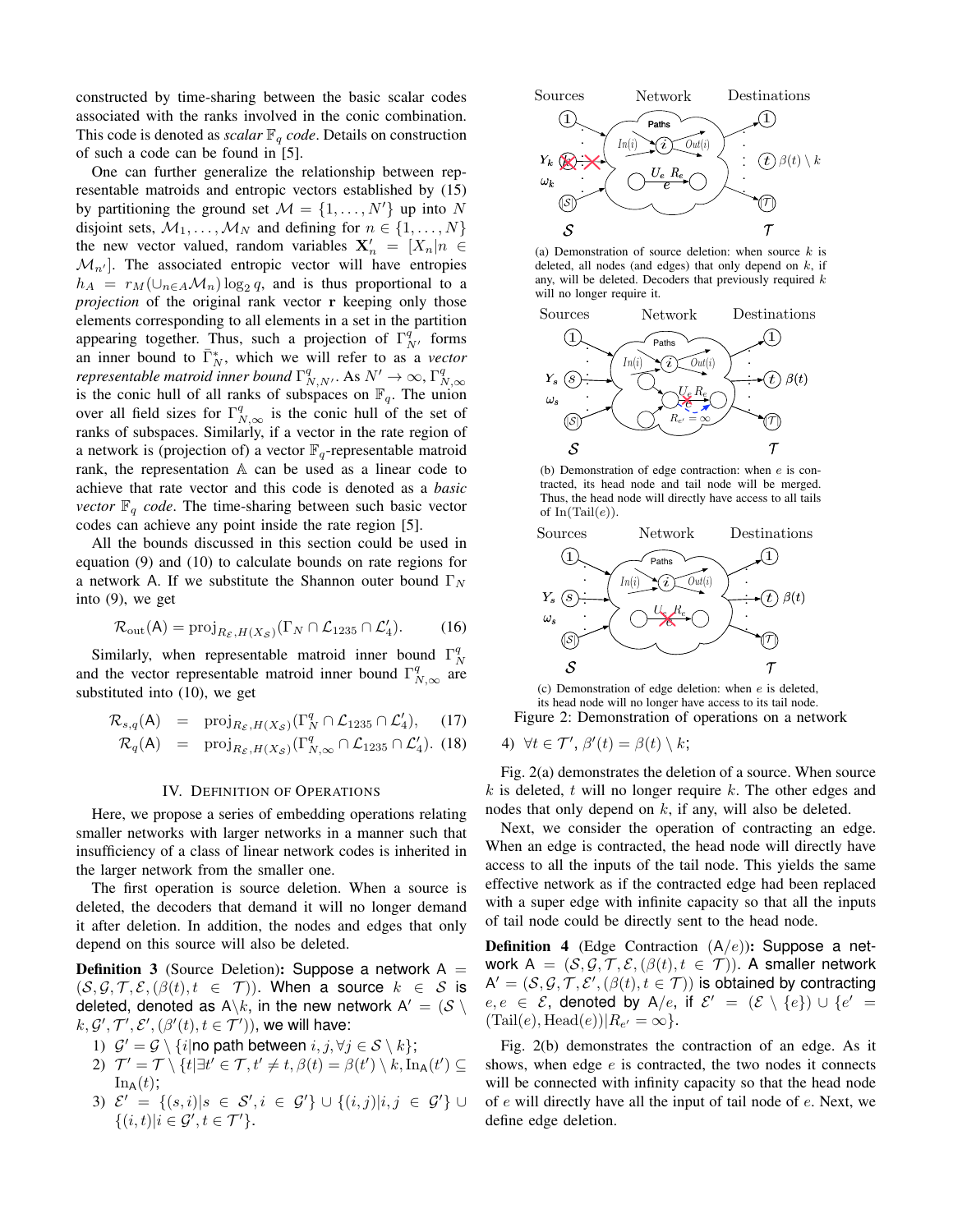constructed by time-sharing between the basic scalar codes associated with the ranks involved in the conic combination. This code is denoted as *scalar* $\mathbb{F}_q$ *code*. Details on construction of such a code can be found in [5].

One can further generalize the relationship between representable matroids and entropic vectors established by (15) by partitioning the ground set $\mathcal{M} = \{1, \ldots, N'\}$ up into $N$ disjoint sets, $\mathcal{M}_1, \ldots, \mathcal{M}_N$ and defining for $n \in \{1, \ldots, N\}$ the new vector valued, random variables $\mathbf{X}'_n = [X_n | n \in \mathcal{M}_{n'}]$. The associated entropic vector will have entropies $h_A = r_M(\cup_{n \in A} \mathcal{M}_n) \log_2 q$, and is thus proportional to a *projection* of the original rank vector $\mathbf{r}$ keeping only those elements corresponding to all elements in a set in the partition appearing together. Thus, such a projection of $\Gamma^q_{N'}$ forms an inner bound to $\bar{\Gamma}^*_N$, which we will refer to as a *vector representable matroid inner bound* $\Gamma^q_{N,N'}$. As $N' \to \infty$, $\Gamma^q_{N,\infty}$ is the conic hull of all ranks of subspaces on $\mathbb{F}_q$. The union over all field sizes for $\Gamma^q_{N,\infty}$ is the conic hull of the set of ranks of subspaces. Similarly, if a vector in the rate region of a network is (projection of) a vector $\mathbb{F}_q$-representable matroid rank, the representation $\mathbb{A}$ can be used as a linear code to achieve that rate vector and this code is denoted as a *basic vector* $\mathbb{F}_q$ *code*. The time-sharing between such basic vector codes can achieve any point inside the rate region [5].

All the bounds discussed in this section could be used in equation (9) and (10) to calculate bounds on rate regions for a network A. If we substitute the Shannon outer bound $\Gamma_N$ into (9), we get

$$\mathcal{R}_{\text{out}}(\mathsf{A}) = \text{proj}_{R_{\mathcal{E}}, H(X_{\mathcal{S}})}(\Gamma_N \cap \mathcal{L}_{1235} \cap \mathcal{L}'_4). \qquad (16)$$

Similarly, when representable matroid inner bound $\Gamma^q_N$ and the vector representable matroid inner bound $\Gamma^q_{N,\infty}$ are substituted into (10), we get

$$\mathcal{R}_{s,q}(\mathsf{A}) = \text{proj}_{R_{\mathcal{E}}, H(X_{\mathcal{S}})}(\Gamma^q_N \cap \mathcal{L}_{1235} \cap \mathcal{L}'_4), \qquad (17)$$

$$\mathcal{R}_q(\mathsf{A}) = \text{proj}_{R_{\mathcal{E}}, H(X_{\mathcal{S}})}(\Gamma^q_{N,\infty} \cap \mathcal{L}_{1235} \cap \mathcal{L}'_4). \qquad (18)$$

## IV. Definition of Operations

Here, we propose a series of embedding operations relating smaller networks with larger networks in a manner such that insufficiency of a class of linear network codes is inherited in the larger network from the smaller one.

The first operation is source deletion. When a source is deleted, the decoders that demand it will no longer demand it after deletion. In addition, the nodes and edges that only depend on this source will also be deleted.

**Definition 3** (Source Deletion)**:** Suppose a network $\mathsf{A} = (\mathcal{S}, \mathcal{G}, \mathcal{T}, \mathcal{E}, (\beta(t), t \in \mathcal{T}))$. When a source $k \in \mathcal{S}$ is deleted, denoted as $\mathsf{A} \backslash k$, in the new network $\mathsf{A}' = (\mathcal{S} \setminus k, \mathcal{G}', \mathcal{T}', \mathcal{E}', (\beta'(t), t \in \mathcal{T}'))$, we will have:

1) $\mathcal{G}' = \mathcal{G} \setminus \{i | \text{no path between } i, j, \forall j \in \mathcal{S} \setminus k\}$;
2) $\mathcal{T}' = \mathcal{T} \setminus \{t | \exists t' \in \mathcal{T}, t' \neq t, \beta(t) = \beta(t') \setminus k, \text{In}_{\mathsf{A}}(t') \subseteq \text{In}_{\mathsf{A}}(t)\}$;
3) $\mathcal{E}' = \{(s,i) | s \in \mathcal{S}', i \in \mathcal{G}'\} \cup \{(i,j) | i, j \in \mathcal{G}'\} \cup \{(i,t) | i \in \mathcal{G}', t \in \mathcal{T}'\}$.
4) $\forall t \in \mathcal{T}', \beta'(t) = \beta(t) \setminus k$;

(a) Demonstration of source deletion: when source $k$ is deleted, all nodes (and edges) that only depend on $k$, if any, will be deleted. Decoders that previously required $k$ will no longer require it.

(b) Demonstration of edge contraction: when $e$ is contracted, its head node and tail node will be merged. Thus, the head node will directly have access to all tails of $\text{In}(\text{Tail}(e))$.

(c) Demonstration of edge deletion: when $e$ is deleted, its head node will no longer have access to its tail node.

Figure 2: Demonstration of operations on a network

Fig. 2(a) demonstrates the deletion of a source. When source $k$ is deleted, $t$ will no longer require $k$. The other edges and nodes that only depend on $k$, if any, will also be deleted.

Next, we consider the operation of contracting an edge. When an edge is contracted, the head node will directly have access to all the inputs of the tail node. This yields the same effective network as if the contracted edge had been replaced with a super edge with infinite capacity so that all the inputs of tail node could be directly sent to the head node.

**Definition 4** (Edge Contraction $(\mathsf{A}/e)$)**:** Suppose a network $\mathsf{A} = (\mathcal{S}, \mathcal{G}, \mathcal{T}, \mathcal{E}, (\beta(t), t \in \mathcal{T}))$. A smaller network $\mathsf{A}' = (\mathcal{S}, \mathcal{G}, \mathcal{T}, \mathcal{E}', (\beta(t), t \in \mathcal{T}))$ is obtained by contracting $e, e \in \mathcal{E}$, denoted by $\mathsf{A}/e$, if $\mathcal{E}' = (\mathcal{E} \setminus \{e\}) \cup \{e' = (\text{Tail}(e), \text{Head}(e)) | R_{e'} = \infty\}$.

Fig. 2(b) demonstrates the contraction of an edge. As it shows, when edge $e$ is contracted, the two nodes it connects will be connected with infinity capacity so that the head node of $e$ will directly have all the input of tail node of $e$. Next, we define edge deletion.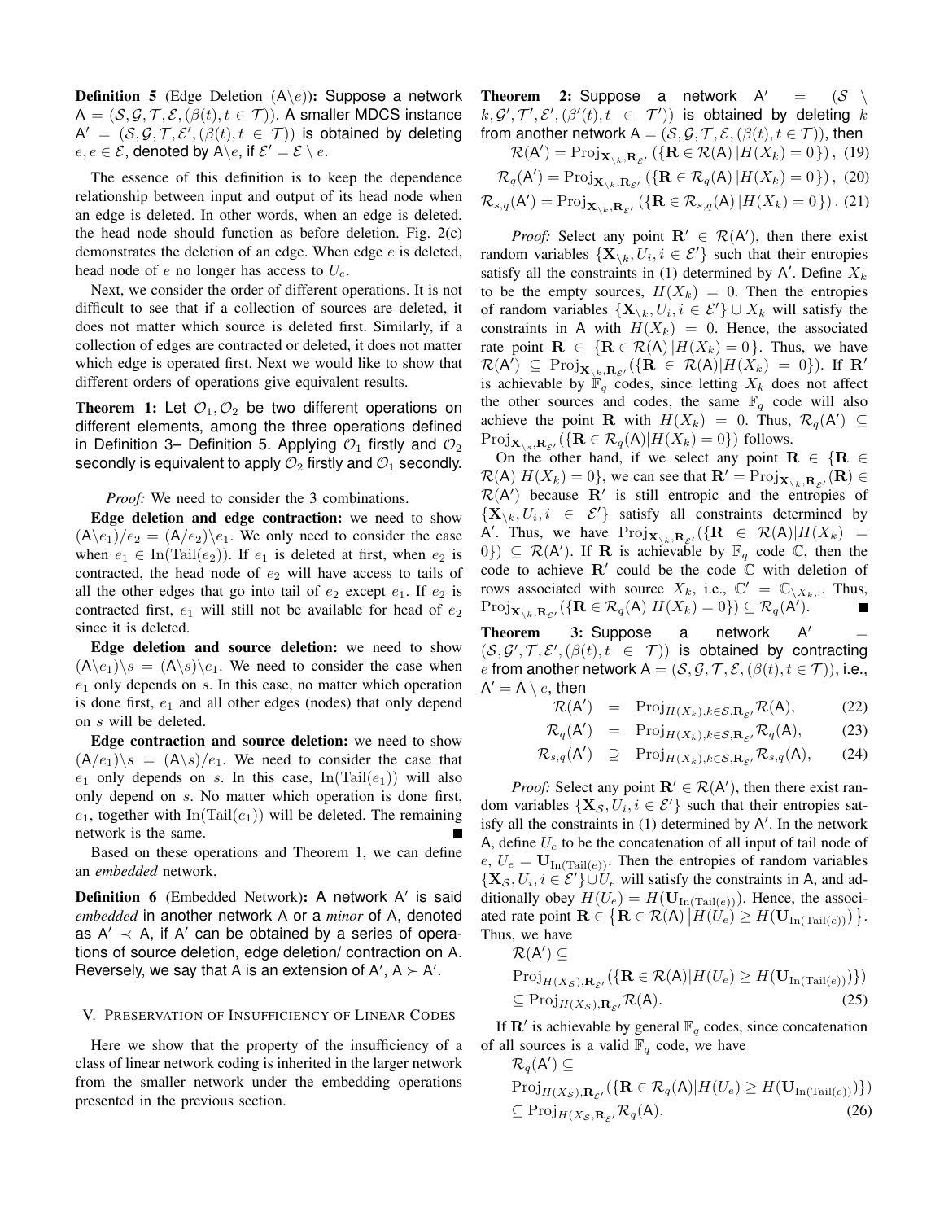**Definition 5** (Edge Deletion $(\mathsf{A}\backslash e)$)**:** Suppose a network $\mathsf{A} = (\mathcal{S}, \mathcal{G}, \mathcal{T}, \mathcal{E}, (\beta(t), t \in \mathcal{T}))$. A smaller MDCS instance $\mathsf{A}' = (\mathcal{S}, \mathcal{G}, \mathcal{T}, \mathcal{E}', (\beta(t), t \in \mathcal{T}))$ is obtained by deleting $e, e \in \mathcal{E}$, denoted by $\mathsf{A}\backslash e$, if $\mathcal{E}' = \mathcal{E} \setminus e$.

The essence of this definition is to keep the dependence relationship between input and output of its head node when an edge is deleted. In other words, when an edge is deleted, the head node should function as before deletion. Fig. 2(c) demonstrates the deletion of an edge. When edge $e$ is deleted, head node of $e$ no longer has access to $U_e$.

Next, we consider the order of different operations. It is not difficult to see that if a collection of sources are deleted, it does not matter which source is deleted first. Similarly, if a collection of edges are contracted or deleted, it does not matter which edge is operated first. Next we would like to show that different orders of operations give equivalent results.

**Theorem 1:** Let $\mathcal{O}_1, \mathcal{O}_2$ be two different operations on different elements, among the three operations defined in Definition 3– Definition 5. Applying $\mathcal{O}_1$ firstly and $\mathcal{O}_2$ secondly is equivalent to apply $\mathcal{O}_2$ firstly and $\mathcal{O}_1$ secondly.

*Proof:* We need to consider the 3 combinations.

**Edge deletion and edge contraction:** we need to show $(\mathsf{A}\backslash e_1)/e_2 = (\mathsf{A}/e_2)\backslash e_1$. We only need to consider the case when $e_1 \in \mathrm{In}(\mathrm{Tail}(e_2))$. If $e_1$ is deleted at first, when $e_2$ is contracted, the head node of $e_2$ will have access to tails of all the other edges that go into tail of $e_2$ except $e_1$. If $e_2$ is contracted first, $e_1$ will still not be available for head of $e_2$ since it is deleted.

**Edge deletion and source deletion:** we need to show $(\mathsf{A}\backslash e_1)\backslash s = (\mathsf{A}\backslash s)\backslash e_1$. We need to consider the case when $e_1$ only depends on $s$. In this case, no matter which operation is done first, $e_1$ and all other edges (nodes) that only depend on $s$ will be deleted.

**Edge contraction and source deletion:** we need to show $(\mathsf{A}/e_1)\backslash s = (\mathsf{A}\backslash s)/e_1$. We need to consider the case that $e_1$ only depends on $s$. In this case, $\mathrm{In}(\mathrm{Tail}(e_1))$ will also only depend on $s$. No matter which operation is done first, $e_1$, together with $\mathrm{In}(\mathrm{Tail}(e_1))$ will be deleted. The remaining network is the same. ■

Based on these operations and Theorem 1, we can define an *embedded* network.

**Definition 6** (Embedded Network)**:** A network $\mathsf{A}'$ is said *embedded* in another network $\mathsf{A}$ or a *minor* of $\mathsf{A}$, denoted as $\mathsf{A}' \prec \mathsf{A}$, if $\mathsf{A}'$ can be obtained by a series of operations of source deletion, edge deletion/ contraction on $\mathsf{A}$. Reversely, we say that $\mathsf{A}$ is an extension of $\mathsf{A}'$, $\mathsf{A} \succ \mathsf{A}'$.

## V. Preservation of Insufficiency of Linear Codes

Here we show that the property of the insufficiency of a class of linear network coding is inherited in the larger network from the smaller network under the embedding operations presented in the previous section.

**Theorem 2:** Suppose a network $\mathsf{A}' = (\mathcal{S} \setminus k, \mathcal{G}', \mathcal{T}', \mathcal{E}', (\beta'(t), t \in \mathcal{T}'))$ is obtained by deleting $k$ from another network $\mathsf{A} = (\mathcal{S}, \mathcal{G}, \mathcal{T}, \mathcal{E}, (\beta(t), t \in \mathcal{T}))$, then

$$\mathcal{R}(\mathsf{A}') = \mathrm{Proj}_{\mathbf{X}_{\setminus k}, \mathbf{R}_{\mathcal{E}'}} \left(\{\mathbf{R} \in \mathcal{R}(\mathsf{A}) \,|H(X_k) = 0\}\right), \quad (19)$$

$$\mathcal{R}_q(\mathsf{A}') = \mathrm{Proj}_{\mathbf{X}_{\setminus k}, \mathbf{R}_{\mathcal{E}'}} \left(\{\mathbf{R} \in \mathcal{R}_q(\mathsf{A}) \,|H(X_k) = 0\}\right), \quad (20)$$

$$\mathcal{R}_{s,q}(\mathsf{A}') = \mathrm{Proj}_{\mathbf{X}_{\setminus k}, \mathbf{R}_{\mathcal{E}'}} \left(\{\mathbf{R} \in \mathcal{R}_{s,q}(\mathsf{A}) \,|H(X_k) = 0\}\right). \quad (21)$$

*Proof:* Select any point $\mathbf{R}' \in \mathcal{R}(\mathsf{A}')$, then there exist random variables $\{\mathbf{X}_{\setminus k}, U_i, i \in \mathcal{E}'\}$ such that their entropies satisfy all the constraints in (1) determined by $\mathsf{A}'$. Define $X_k$ to be the empty sources, $H(X_k) = 0$. Then the entropies of random variables $\{\mathbf{X}_{\setminus k}, U_i, i \in \mathcal{E}'\} \cup X_k$ will satisfy the constraints in $\mathsf{A}$ with $H(X_k) = 0$. Hence, the associated rate point $\mathbf{R} \in \{\mathbf{R} \in \mathcal{R}(\mathsf{A}) \,|H(X_k) = 0\}$. Thus, we have $\mathcal{R}(\mathsf{A}') \subseteq \mathrm{Proj}_{\mathbf{X}_{\setminus k}, \mathbf{R}_{\mathcal{E}'}}(\{\mathbf{R} \in \mathcal{R}(\mathsf{A}) | H(X_k) = 0\})$. If $\mathbf{R}'$ is achievable by $\mathbb{F}_q$ codes, since letting $X_k$ does not affect the other sources and codes, the same $\mathbb{F}_q$ code will also achieve the point $\mathbf{R}$ with $H(X_k) = 0$. Thus, $\mathcal{R}_q(\mathsf{A}') \subseteq \mathrm{Proj}_{\mathbf{X}_{\setminus s}, \mathbf{R}_{\mathcal{E}'}}(\{\mathbf{R} \in \mathcal{R}_q(\mathsf{A}) | H(X_k) = 0\})$ follows.

On the other hand, if we select any point $\mathbf{R} \in \{\mathbf{R} \in \mathcal{R}(\mathsf{A}) | H(X_k) = 0\}$, we can see that $\mathbf{R}' = \mathrm{Proj}_{\mathbf{X}_{\setminus k}, \mathbf{R}_{\mathcal{E}'}}(\mathbf{R}) \in \mathcal{R}(\mathsf{A}')$ because $\mathbf{R}'$ is still entropic and the entropies of $\{\mathbf{X}_{\setminus k}, U_i, i \in \mathcal{E}'\}$ satisfy all constraints determined by $\mathsf{A}'$. Thus, we have $\mathrm{Proj}_{\mathbf{X}_{\setminus k}, \mathbf{R}_{\mathcal{E}'}}(\{\mathbf{R} \in \mathcal{R}(\mathsf{A}) | H(X_k) = 0\}) \subseteq \mathcal{R}(\mathsf{A}')$. If $\mathbf{R}$ is achievable by $\mathbb{F}_q$ code $\mathbb{C}$, then the code to achieve $\mathbf{R}'$ could be the code $\mathbb{C}$ with deletion of rows associated with source $X_k$, i.e., $\mathbb{C}' = \mathbb{C}_{\setminus X_k, :}$. Thus, $\mathrm{Proj}_{\mathbf{X}_{\setminus k}, \mathbf{R}_{\mathcal{E}'}}(\{\mathbf{R} \in \mathcal{R}_q(\mathsf{A}) | H(X_k) = 0\}) \subseteq \mathcal{R}_q(\mathsf{A}')$. ■

**Theorem 3:** Suppose a network $\mathsf{A}' = (\mathcal{S}, \mathcal{G}', \mathcal{T}, \mathcal{E}', (\beta(t), t \in \mathcal{T}))$ is obtained by contracting $e$ from another network $\mathsf{A} = (\mathcal{S}, \mathcal{G}, \mathcal{T}, \mathcal{E}, (\beta(t), t \in \mathcal{T}))$, i.e., $\mathsf{A}' = \mathsf{A} \setminus e$, then

$$\mathcal{R}(\mathsf{A}') = \mathrm{Proj}_{H(X_k), k \in \mathcal{S}, \mathbf{R}_{\mathcal{E}'}} \mathcal{R}(\mathsf{A}), \quad (22)$$

$$\mathcal{R}_q(\mathsf{A}') = \mathrm{Proj}_{H(X_k), k \in \mathcal{S}, \mathbf{R}_{\mathcal{E}'}} \mathcal{R}_q(\mathsf{A}), \quad (23)$$

$$\mathcal{R}_{s,q}(\mathsf{A}') \supseteq \mathrm{Proj}_{H(X_k), k \in \mathcal{S}, \mathbf{R}_{\mathcal{E}'}} \mathcal{R}_{s,q}(\mathsf{A}), \quad (24)$$

*Proof:* Select any point $\mathbf{R}' \in \mathcal{R}(\mathsf{A}')$, then there exist random variables $\{\mathbf{X}_{\mathcal{S}}, U_i, i \in \mathcal{E}'\}$ such that their entropies satisfy all the constraints in (1) determined by $\mathsf{A}'$. In the network $\mathsf{A}$, define $U_e$ to be the concatenation of all input of tail node of $e$, $U_e = \mathbf{U}_{\mathrm{In}(\mathrm{Tail}(e))}$. Then the entropies of random variables $\{\mathbf{X}_{\mathcal{S}}, U_i, i \in \mathcal{E}'\} \cup U_e$ will satisfy the constraints in $\mathsf{A}$, and additionally obey $H(U_e) = H(\mathbf{U}_{\mathrm{In}(\mathrm{Tail}(e))})$. Hence, the associated rate point $\mathbf{R} \in \left\{\mathbf{R} \in \mathcal{R}(\mathsf{A}) \,\middle|\, H(U_e) \geq H(\mathbf{U}_{\mathrm{In}(\mathrm{Tail}(e))})\right\}$. Thus, we have

$$\begin{aligned}
&\mathcal{R}(\mathsf{A}') \subseteq \\
&\mathrm{Proj}_{H(X_{\mathcal{S}}), \mathbf{R}_{\mathcal{E}'}}(\{\mathbf{R} \in \mathcal{R}(\mathsf{A}) | H(U_e) \geq H(\mathbf{U}_{\mathrm{In}(\mathrm{Tail}(e))})\}) \\
&\subseteq \mathrm{Proj}_{H(X_{\mathcal{S}}), \mathbf{R}_{\mathcal{E}'}} \mathcal{R}(\mathsf{A}). \quad (25)
\end{aligned}$$

If $\mathbf{R}'$ is achievable by general $\mathbb{F}_q$ codes, since concatenation of all sources is a valid $\mathbb{F}_q$ code, we have

$$\begin{aligned}
&\mathcal{R}_q(\mathsf{A}') \subseteq \\
&\mathrm{Proj}_{H(X_{\mathcal{S}}), \mathbf{R}_{\mathcal{E}'}}(\{\mathbf{R} \in \mathcal{R}_q(\mathsf{A}) | H(U_e) \geq H(\mathbf{U}_{\mathrm{In}(\mathrm{Tail}(e))})\}) \\
&\subseteq \mathrm{Proj}_{H(X_{\mathcal{S}}), \mathbf{R}_{\mathcal{E}'}} \mathcal{R}_q(\mathsf{A}). \quad (26)
\end{aligned}$$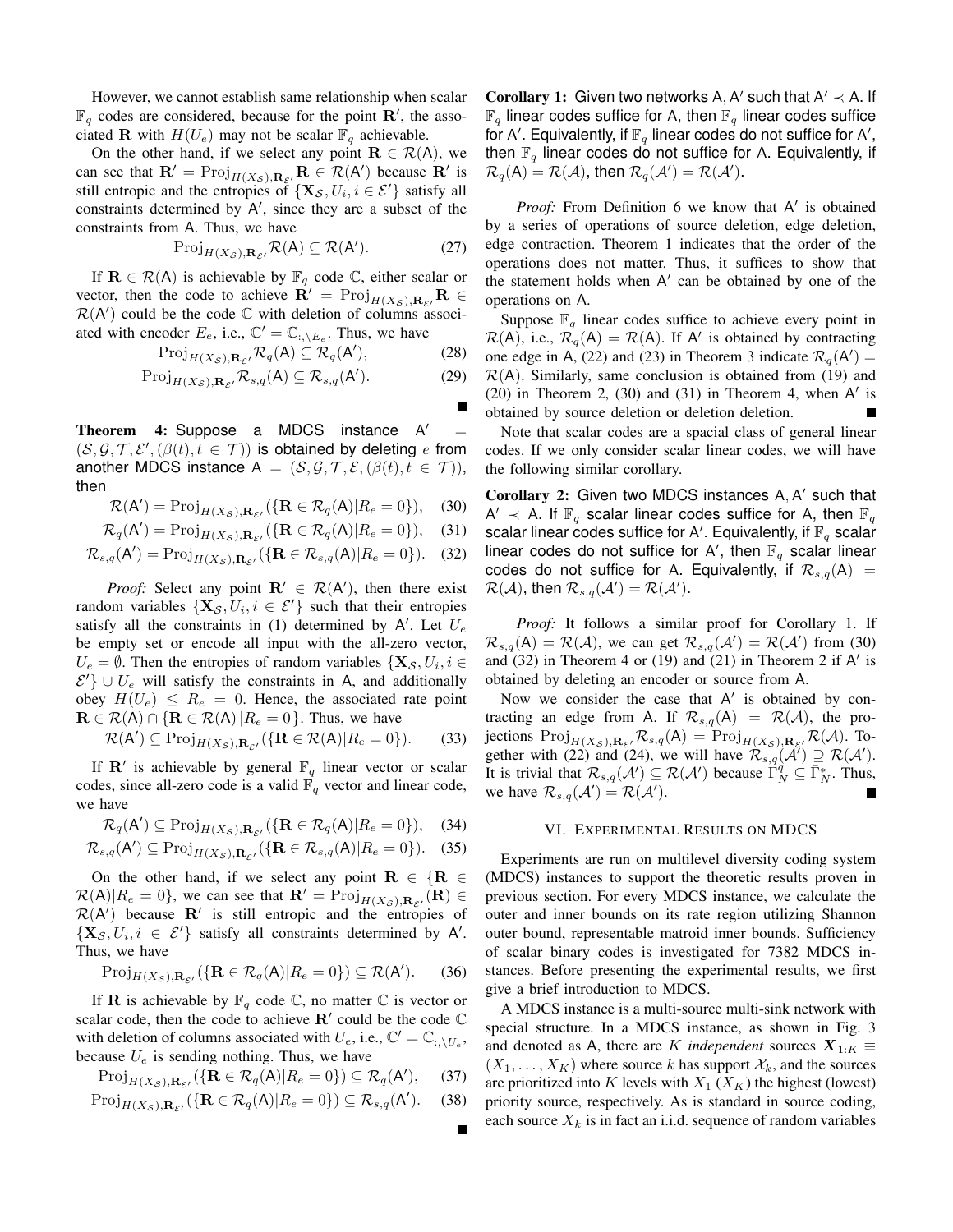However, we cannot establish same relationship when scalar $\mathbb{F}_q$ codes are considered, because for the point $\mathbf{R}'$, the associated $\mathbf{R}$ with $H(U_e)$ may not be scalar $\mathbb{F}_q$ achievable.

On the other hand, if we select any point $\mathbf{R} \in \mathcal{R}(\mathsf{A})$, we can see that $\mathbf{R}' = \mathrm{Proj}_{H(X_\mathcal{S}),\mathbf{R}_{\mathcal{E}'}}\mathbf{R} \in \mathcal{R}(\mathsf{A}')$ because $\mathbf{R}'$ is still entropic and the entropies of $\{\mathbf{X}_\mathcal{S}, U_i, i \in \mathcal{E}'\}$ satisfy all constraints determined by $\mathsf{A}'$, since they are a subset of the constraints from $\mathsf{A}$. Thus, we have

$$\mathrm{Proj}_{H(X_\mathcal{S}),\mathbf{R}_{\mathcal{E}'}}\mathcal{R}(\mathsf{A}) \subseteq \mathcal{R}(\mathsf{A}'). \quad (27)$$

If $\mathbf{R} \in \mathcal{R}(\mathsf{A})$ is achievable by $\mathbb{F}_q$ code $\mathbb{C}$, either scalar or vector, then the code to achieve $\mathbf{R}' = \mathrm{Proj}_{H(X_\mathcal{S}),\mathbf{R}_{\mathcal{E}'}}\mathbf{R} \in \mathcal{R}(\mathsf{A}')$ could be the code $\mathbb{C}$ with deletion of columns associated with encoder $E_e$, i.e., $\mathbb{C}' = \mathbb{C}_{:,\setminus E_e}$. Thus, we have

$$\mathrm{Proj}_{H(X_\mathcal{S}),\mathbf{R}_{\mathcal{E}'}}\mathcal{R}_q(\mathsf{A}) \subseteq \mathcal{R}_q(\mathsf{A}'), \quad (28)$$

$$\mathrm{Proj}_{H(X_\mathcal{S}),\mathbf{R}_{\mathcal{E}'}}\mathcal{R}_{s,q}(\mathsf{A}) \subseteq \mathcal{R}_{s,q}(\mathsf{A}'). \quad (29)$$

■

**Theorem 4:** Suppose a MDCS instance $\mathsf{A}' = (\mathcal{S}, \mathcal{G}, \mathcal{T}, \mathcal{E}', (\beta(t), t \in \mathcal{T}))$ is obtained by deleting $e$ from another MDCS instance $\mathsf{A} = (\mathcal{S}, \mathcal{G}, \mathcal{T}, \mathcal{E}, (\beta(t), t \in \mathcal{T}))$, then

$$\mathcal{R}(\mathsf{A}') = \mathrm{Proj}_{H(X_\mathcal{S}),\mathbf{R}_{\mathcal{E}'}}(\{\mathbf{R} \in \mathcal{R}_q(\mathsf{A}) | R_e = 0\}), \quad (30)$$

$$\mathcal{R}_q(\mathsf{A}') = \mathrm{Proj}_{H(X_\mathcal{S}),\mathbf{R}_{\mathcal{E}'}}(\{\mathbf{R} \in \mathcal{R}_q(\mathsf{A}) | R_e = 0\}), \quad (31)$$

$$\mathcal{R}_{s,q}(\mathsf{A}') = \mathrm{Proj}_{H(X_\mathcal{S}),\mathbf{R}_{\mathcal{E}'}}(\{\mathbf{R} \in \mathcal{R}_{s,q}(\mathsf{A}) | R_e = 0\}). \quad (32)$$

*Proof:* Select any point $\mathbf{R}' \in \mathcal{R}(\mathsf{A}')$, then there exist random variables $\{\mathbf{X}_\mathcal{S}, U_i, i \in \mathcal{E}'\}$ such that their entropies satisfy all the constraints in (1) determined by $\mathsf{A}'$. Let $U_e$ be empty set or encode all input with the all-zero vector, $U_e = \emptyset$. Then the entropies of random variables $\{\mathbf{X}_\mathcal{S}, U_i, i \in \mathcal{E}'\} \cup U_e$ will satisfy the constraints in $\mathsf{A}$, and additionally obey $H(U_e) \leq R_e = 0$. Hence, the associated rate point $\mathbf{R} \in \mathcal{R}(\mathsf{A}) \cap \{\mathbf{R} \in \mathcal{R}(\mathsf{A}) | R_e = 0\}$. Thus, we have

$$\mathcal{R}(\mathsf{A}') \subseteq \mathrm{Proj}_{H(X_\mathcal{S}),\mathbf{R}_{\mathcal{E}'}}(\{\mathbf{R} \in \mathcal{R}(\mathsf{A}) | R_e = 0\}). \quad (33)$$

If $\mathbf{R}'$ is achievable by general $\mathbb{F}_q$ linear vector or scalar codes, since all-zero code is a valid $\mathbb{F}_q$ vector and linear code, we have

$$\mathcal{R}_q(\mathsf{A}') \subseteq \mathrm{Proj}_{H(X_\mathcal{S}),\mathbf{R}_{\mathcal{E}'}}(\{\mathbf{R} \in \mathcal{R}_q(\mathsf{A}) | R_e = 0\}), \quad (34)$$

$$\mathcal{R}_{s,q}(\mathsf{A}') \subseteq \mathrm{Proj}_{H(X_\mathcal{S}),\mathbf{R}_{\mathcal{E}'}}(\{\mathbf{R} \in \mathcal{R}_{s,q}(\mathsf{A}) | R_e = 0\}). \quad (35)$$

On the other hand, if we select any point $\mathbf{R} \in \{\mathbf{R} \in \mathcal{R}(\mathsf{A}) | R_e = 0\}$, we can see that $\mathbf{R}' = \mathrm{Proj}_{H(X_\mathcal{S}),\mathbf{R}_{\mathcal{E}'}}(\mathbf{R}) \in \mathcal{R}(\mathsf{A}')$ because $\mathbf{R}'$ is still entropic and the entropies of $\{\mathbf{X}_\mathcal{S}, U_i, i \in \mathcal{E}'\}$ satisfy all constraints determined by $\mathsf{A}'$. Thus, we have

$$\mathrm{Proj}_{H(X_\mathcal{S}),\mathbf{R}_{\mathcal{E}'}}(\{\mathbf{R} \in \mathcal{R}_q(\mathsf{A}) | R_e = 0\}) \subseteq \mathcal{R}(\mathsf{A}'). \quad (36)$$

If $\mathbf{R}$ is achievable by $\mathbb{F}_q$ code $\mathbb{C}$, no matter $\mathbb{C}$ is vector or scalar code, then the code to achieve $\mathbf{R}'$ could be the code $\mathbb{C}$ with deletion of columns associated with $U_e$, i.e., $\mathbb{C}' = \mathbb{C}_{:,\setminus U_e}$, because $U_e$ is sending nothing. Thus, we have

$$\mathrm{Proj}_{H(X_\mathcal{S}),\mathbf{R}_{\mathcal{E}'}}(\{\mathbf{R} \in \mathcal{R}_q(\mathsf{A}) | R_e = 0\}) \subseteq \mathcal{R}_q(\mathsf{A}'), \quad (37)$$

$$\mathrm{Proj}_{H(X_\mathcal{S}),\mathbf{R}_{\mathcal{E}'}}(\{\mathbf{R} \in \mathcal{R}_{s,q}(\mathsf{A}) | R_e = 0\}) \subseteq \mathcal{R}_{s,q}(\mathsf{A}'). \quad (38)$$

■

**Corollary 1:** Given two networks $\mathsf{A}, \mathsf{A}'$ such that $\mathsf{A}' \prec \mathsf{A}$. If $\mathbb{F}_q$ linear codes suffice for $\mathsf{A}$, then $\mathbb{F}_q$ linear codes suffice for $\mathsf{A}'$. Equivalently, if $\mathbb{F}_q$ linear codes do not suffice for $\mathsf{A}'$, then $\mathbb{F}_q$ linear codes do not suffice for $\mathsf{A}$. Equivalently, if $\mathcal{R}_q(\mathsf{A}) = \mathcal{R}(\mathcal{A})$, then $\mathcal{R}_q(\mathcal{A}') = \mathcal{R}(\mathcal{A}')$.

*Proof:* From Definition 6 we know that $\mathsf{A}'$ is obtained by a series of operations of source deletion, edge deletion, edge contraction. Theorem 1 indicates that the order of the operations does not matter. Thus, it suffices to show that the statement holds when $\mathsf{A}'$ can be obtained by one of the operations on $\mathsf{A}$.

Suppose $\mathbb{F}_q$ linear codes suffice to achieve every point in $\mathcal{R}(\mathsf{A})$, i.e., $\mathcal{R}_q(\mathsf{A}) = \mathcal{R}(\mathsf{A})$. If $\mathsf{A}'$ is obtained by contracting one edge in $\mathsf{A}$, (22) and (23) in Theorem 3 indicate $\mathcal{R}_q(\mathsf{A}') = \mathcal{R}(\mathsf{A})$. Similarly, same conclusion is obtained from (19) and (20) in Theorem 2, (30) and (31) in Theorem 4, when $\mathsf{A}'$ is obtained by source deletion or deletion deletion. ■

Note that scalar codes are a spacial class of general linear codes. If we only consider scalar linear codes, we will have the following similar corollary.

**Corollary 2:** Given two MDCS instances $\mathsf{A}, \mathsf{A}'$ such that $\mathsf{A}' \prec \mathsf{A}$. If $\mathbb{F}_q$ scalar linear codes suffice for $\mathsf{A}$, then $\mathbb{F}_q$ scalar linear codes suffice for $\mathsf{A}'$. Equivalently, if $\mathbb{F}_q$ scalar linear codes do not suffice for $\mathsf{A}'$, then $\mathbb{F}_q$ scalar linear codes do not suffice for $\mathsf{A}$. Equivalently, if $\mathcal{R}_{s,q}(\mathsf{A}) = \mathcal{R}(\mathcal{A})$, then $\mathcal{R}_{s,q}(\mathcal{A}') = \mathcal{R}(\mathcal{A}')$.

*Proof:* It follows a similar proof for Corollary 1. If $\mathcal{R}_{s,q}(\mathsf{A}) = \mathcal{R}(\mathcal{A})$, we can get $\mathcal{R}_{s,q}(\mathcal{A}') = \mathcal{R}(\mathcal{A}')$ from (30) and (32) in Theorem 4 or (19) and (21) in Theorem 2 if $\mathsf{A}'$ is obtained by deleting an encoder or source from $\mathsf{A}$.

Now we consider the case that $\mathsf{A}'$ is obtained by contracting an edge from $\mathsf{A}$. If $\mathcal{R}_{s,q}(\mathsf{A}) = \mathcal{R}(\mathcal{A})$, the projections $\mathrm{Proj}_{H(X_\mathcal{S}),\mathbf{R}_{\mathcal{E}'}}\mathcal{R}_{s,q}(\mathsf{A}) = \mathrm{Proj}_{H(X_\mathcal{S}),\mathbf{R}_{\mathcal{E}'}}\mathcal{R}(\mathcal{A})$. Together with (22) and (24), we will have $\mathcal{R}_{s,q}(\mathcal{A}') \supseteq \mathcal{R}(\mathcal{A}')$. It is trivial that $\mathcal{R}_{s,q}(\mathcal{A}') \subseteq \mathcal{R}(\mathcal{A}')$ because $\bar{\Gamma}_N^q \subseteq \bar{\Gamma}_N^*$. Thus, we have $\mathcal{R}_{s,q}(\mathcal{A}') = \mathcal{R}(\mathcal{A}')$. ■

## VI. Experimental Results on MDCS

Experiments are run on multilevel diversity coding system (MDCS) instances to support the theoretic results proven in previous section. For every MDCS instance, we calculate the outer and inner bounds on its rate region utilizing Shannon outer bound, representable matroid inner bounds. Sufficiency of scalar binary codes is investigated for 7382 MDCS instances. Before presenting the experimental results, we first give a brief introduction to MDCS.

A MDCS instance is a multi-source multi-sink network with special structure. In a MDCS instance, as shown in Fig. 3 and denoted as $\mathsf{A}$, there are $K$ *independent* sources $\boldsymbol{X}_{1:K} \equiv (X_1, \ldots, X_K)$ where source $k$ has support $\mathcal{X}_k$, and the sources are prioritized into $K$ levels with $X_1$ ($X_K$) the highest (lowest) priority source, respectively. As is standard in source coding, each source $X_k$ is in fact an i.i.d. sequence of random variables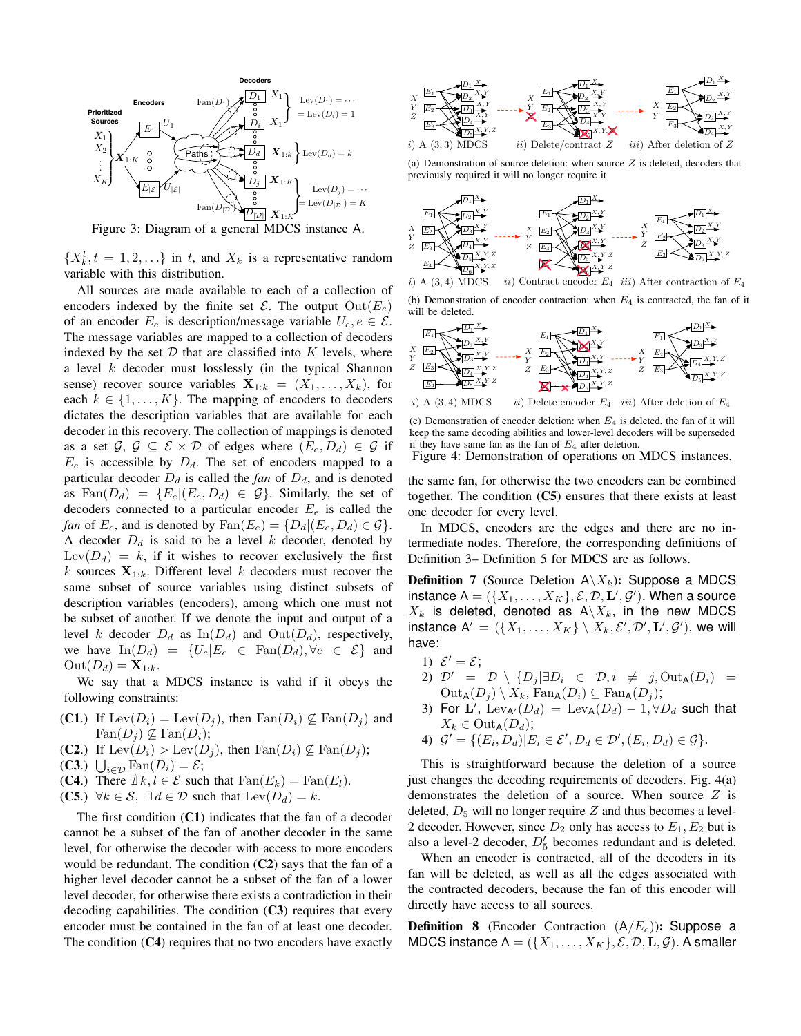Figure 3: Diagram of a general MDCS instance A.

$\{X_k^t, t = 1, 2, \ldots\}$ in $t$, and $X_k$ is a representative random variable with this distribution.

All sources are made available to each of a collection of encoders indexed by the finite set $\mathcal{E}$. The output $\text{Out}(E_e)$ of an encoder $E_e$ is description/message variable $U_e, e \in \mathcal{E}$. The message variables are mapped to a collection of decoders indexed by the set $\mathcal{D}$ that are classified into $K$ levels, where a level $k$ decoder must losslessly (in the typical Shannon sense) recover source variables $\mathbf{X}_{1:k} = (X_1, \ldots, X_k)$, for each $k \in \{1, \ldots, K\}$. The mapping of encoders to decoders dictates the description variables that are available for each decoder in this recovery. The collection of mappings is denoted as a set $\mathcal{G}$, $\mathcal{G} \subseteq \mathcal{E} \times \mathcal{D}$ of edges where $(E_e, D_d) \in \mathcal{G}$ if $E_e$ is accessible by $D_d$. The set of encoders mapped to a particular decoder $D_d$ is called the *fan* of $D_d$, and is denoted as $\text{Fan}(D_d) = \{E_e | (E_e, D_d) \in \mathcal{G}\}$. Similarly, the set of decoders connected to a particular encoder $E_e$ is called the *fan* of $E_e$, and is denoted by $\text{Fan}(E_e) = \{D_d | (E_e, D_d) \in \mathcal{G}\}$. A decoder $D_d$ is said to be a level $k$ decoder, denoted by $\text{Lev}(D_d) = k$, if it wishes to recover exclusively the first $k$ sources $\mathbf{X}_{1:k}$. Different level $k$ decoders must recover the same subset of source variables using distinct subsets of description variables (encoders), among which one must not be subset of another. If we denote the input and output of a level $k$ decoder $D_d$ as $\text{In}(D_d)$ and $\text{Out}(D_d)$, respectively, we have $\text{In}(D_d) = \{U_e | E_e \in \text{Fan}(D_d), \forall e \in \mathcal{E}\}$ and $\text{Out}(D_d) = \mathbf{X}_{1:k}$.

We say that a MDCS instance is valid if it obeys the following constraints:

- (**C1**.) If $\text{Lev}(D_i) = \text{Lev}(D_j)$, then $\text{Fan}(D_i) \not\subseteq \text{Fan}(D_j)$ and $\text{Fan}(D_j) \not\subseteq \text{Fan}(D_i)$;
- (**C2**.) If $\text{Lev}(D_i) > \text{Lev}(D_j)$, then $\text{Fan}(D_i) \not\subseteq \text{Fan}(D_j)$;
- (**C3**.) $\bigcup_{i \in \mathcal{D}} \text{Fan}(D_i) = \mathcal{E}$;
- (**C4**.) There $\nexists k, l \in \mathcal{E}$ such that $\text{Fan}(E_k) = \text{Fan}(E_l)$.
- (**C5**.) $\forall k \in \mathcal{S}$, $\exists d \in \mathcal{D}$ such that $\text{Lev}(D_d) = k$.

The first condition (**C1**) indicates that the fan of a decoder cannot be a subset of the fan of another decoder in the same level, for otherwise the decoder with access to more encoders would be redundant. The condition (**C2**) says that the fan of a higher level decoder cannot be a subset of the fan of a lower level decoder, for otherwise there exists a contradiction in their decoding capabilities. The condition (**C3**) requires that every encoder must be contained in the fan of at least one decoder. The condition (**C4**) requires that no two encoders have exactly

(a) Demonstration of source deletion: when source $Z$ is deleted, decoders that previously required it will no longer require it

(b) Demonstration of encoder contraction: when $E_4$ is contracted, the fan of it will be deleted.

(c) Demonstration of encoder deletion: when $E_4$ is deleted, the fan of it will keep the same decoding abilities and lower-level decoders will be superseded if they have same fan as the fan of $E_4$ after deletion.

Figure 4: Demonstration of operations on MDCS instances.

the same fan, for otherwise the two encoders can be combined together. The condition (**C5**) ensures that there exists at least one decoder for every level.

In MDCS, encoders are the edges and there are no intermediate nodes. Therefore, the corresponding definitions of Definition 3– Definition 5 for MDCS are as follows.

**Definition 7** (Source Deletion $\mathsf{A} \backslash X_k$)**:** Suppose a MDCS instance $\mathsf{A} = (\{X_1, \ldots, X_K\}, \mathcal{E}, \mathcal{D}, \mathbf{L}', \mathcal{G}')$. When a source $X_k$ is deleted, denoted as $\mathsf{A} \backslash X_k$, in the new MDCS instance $\mathsf{A}' = (\{X_1, \ldots, X_K\} \setminus X_k, \mathcal{E}', \mathcal{D}', \mathbf{L}', \mathcal{G}')$, we will have:

1) $\mathcal{E}' = \mathcal{E}$;
2) $\mathcal{D}' = \mathcal{D} \setminus \{D_j | \exists D_i \in \mathcal{D}, i \neq j, \text{Out}_{\mathsf{A}}(D_i) = \text{Out}_{\mathsf{A}}(D_j) \setminus X_k, \text{Fan}_{\mathsf{A}}(D_i) \subseteq \text{Fan}_{\mathsf{A}}(D_j)\}$;
3) For $\mathbf{L}'$, $\text{Lev}_{\mathsf{A}'}(D_d) = \text{Lev}_{\mathsf{A}}(D_d) - 1, \forall D_d$ such that $X_k \in \text{Out}_{\mathsf{A}}(D_d)$;
4) $\mathcal{G}' = \{(E_i, D_d) | E_i \in \mathcal{E}', D_d \in \mathcal{D}', (E_i, D_d) \in \mathcal{G}\}$.

This is straightforward because the deletion of a source just changes the decoding requirements of decoders. Fig. 4(a) demonstrates the deletion of a source. When source $Z$ is deleted, $D_5$ will no longer require $Z$ and thus becomes a level-2 decoder. However, since $D_2$ only has access to $E_1, E_2$ but is also a level-2 decoder, $D_5'$ becomes redundant and is deleted.

When an encoder is contracted, all of the decoders in its fan will be deleted, as well as all the edges associated with the contracted decoders, because the fan of this encoder will directly have access to all sources.

**Definition 8** (Encoder Contraction $(\mathsf{A}/E_e)$)**:** Suppose a MDCS instance $\mathsf{A} = (\{X_1, \ldots, X_K\}, \mathcal{E}, \mathcal{D}, \mathbf{L}, \mathcal{G})$. A smaller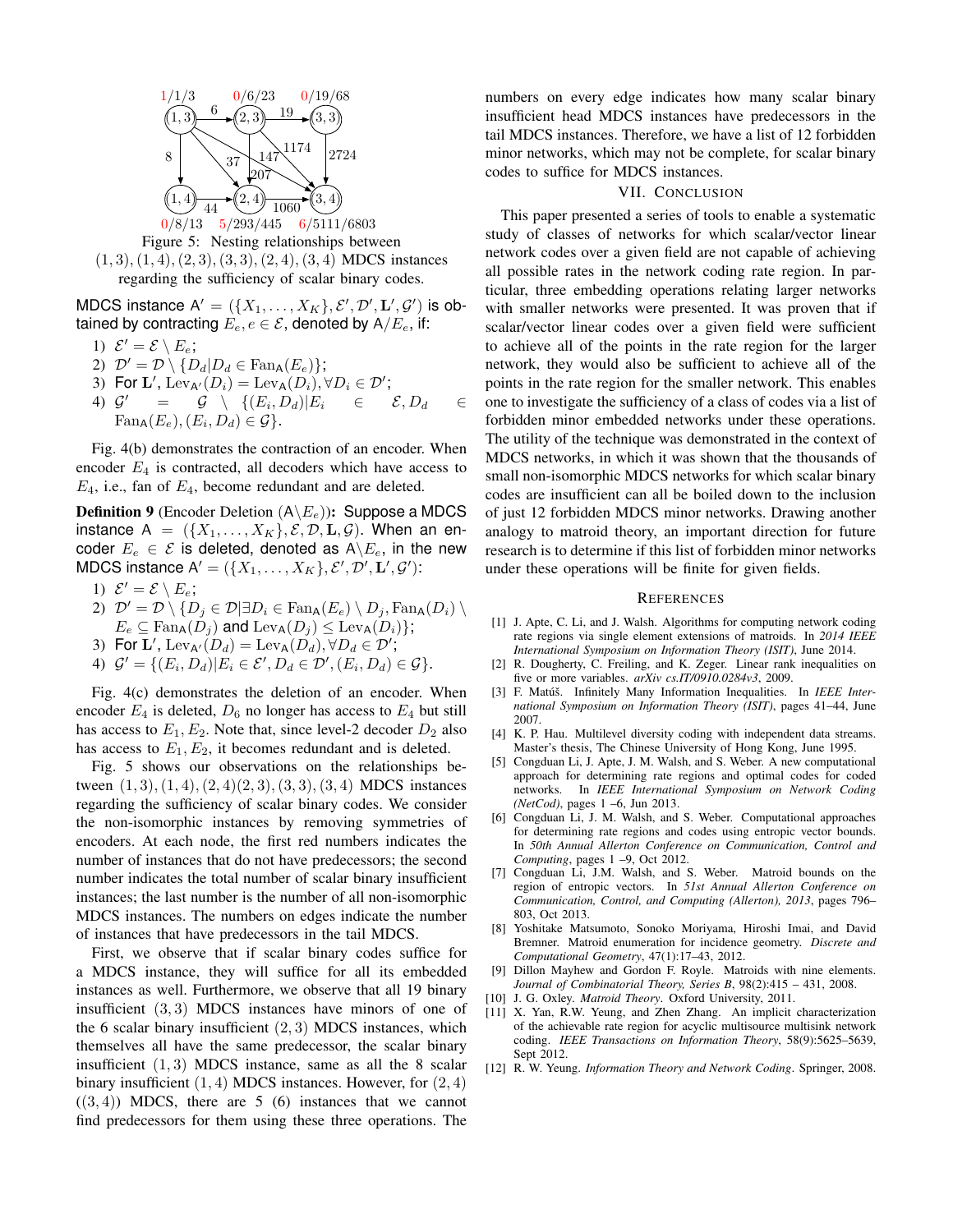1/1/3 0/6/23 0/19/68

(1, 3) 6 (2, 3) 19 (3, 3)

8 37 147 1174 2724

207

(1, 4) 44 (2, 4) 1060 (3, 4)

0/8/13 5/293/445 6/5111/6803

Figure 5: Nesting relationships between $(1,3),(1,4),(2,3),(3,3),(2,4),(3,4)$ MDCS instances regarding the sufficiency of scalar binary codes.

MDCS instance $\mathsf{A}' = (\{X_1, \ldots, X_K\}, \mathcal{E}', \mathcal{D}', \mathbf{L}', \mathcal{G}')$ is obtained by contracting $E_e, e \in \mathcal{E}$, denoted by $\mathsf{A}/E_e$, if:

1) $\mathcal{E}' = \mathcal{E} \setminus E_e$;
2) $\mathcal{D}' = \mathcal{D} \setminus \{D_d | D_d \in \mathrm{Fan}_{\mathsf{A}}(E_e)\}$;
3) For $\mathbf{L}'$, $\mathrm{Lev}_{\mathsf{A}'}(D_i) = \mathrm{Lev}_{\mathsf{A}}(D_i), \forall D_i \in \mathcal{D}'$;
4) $\mathcal{G}' = \mathcal{G} \setminus \{(E_i, D_d) | E_i \in \mathcal{E}, D_d \in \mathrm{Fan}_{\mathsf{A}}(E_e), (E_i, D_d) \in \mathcal{G}\}$.

Fig. 4(b) demonstrates the contraction of an encoder. When encoder $E_4$ is contracted, all decoders which have access to $E_4$, i.e., fan of $E_4$, become redundant and are deleted.

**Definition 9** (Encoder Deletion $(\mathsf{A}\setminus E_e)$)**:** Suppose a MDCS instance $\mathsf{A} = (\{X_1, \ldots, X_K\}, \mathcal{E}, \mathcal{D}, \mathbf{L}, \mathcal{G})$. When an encoder $E_e \in \mathcal{E}$ is deleted, denoted as $\mathsf{A}\setminus E_e$, in the new MDCS instance $\mathsf{A}' = (\{X_1, \ldots, X_K\}, \mathcal{E}', \mathcal{D}', \mathbf{L}', \mathcal{G}')$:

1) $\mathcal{E}' = \mathcal{E} \setminus E_e$;
2) $\mathcal{D}' = \mathcal{D} \setminus \{D_j \in \mathcal{D} | \exists D_i \in \mathrm{Fan}_{\mathsf{A}}(E_e) \setminus D_j, \mathrm{Fan}_{\mathsf{A}}(D_i) \setminus E_e \subseteq \mathrm{Fan}_{\mathsf{A}}(D_j)$ and $\mathrm{Lev}_{\mathsf{A}}(D_j) \leq \mathrm{Lev}_{\mathsf{A}}(D_i)\}$;
3) For $\mathbf{L}'$, $\mathrm{Lev}_{\mathsf{A}'}(D_d) = \mathrm{Lev}_{\mathsf{A}}(D_d), \forall D_d \in \mathcal{D}'$;
4) $\mathcal{G}' = \{(E_i, D_d) | E_i \in \mathcal{E}', D_d \in \mathcal{D}', (E_i, D_d) \in \mathcal{G}\}$.

Fig. 4(c) demonstrates the deletion of an encoder. When encoder $E_4$ is deleted, $D_6$ no longer has access to $E_4$ but still has access to $E_1, E_2$. Note that, since level-2 decoder $D_2$ also has access to $E_1, E_2$, it becomes redundant and is deleted.

Fig. 5 shows our observations on the relationships between $(1,3),(1,4),(2,4)(2,3),(3,3),(3,4)$ MDCS instances regarding the sufficiency of scalar binary codes. We consider the non-isomorphic instances by removing symmetries of encoders. At each node, the first red numbers indicates the number of instances that do not have predecessors; the second number indicates the total number of scalar binary insufficient instances; the last number is the number of all non-isomorphic MDCS instances. The numbers on edges indicate the number of instances that have predecessors in the tail MDCS.

First, we observe that if scalar binary codes suffice for a MDCS instance, they will suffice for all its embedded instances as well. Furthermore, we observe that all 19 binary insufficient $(3,3)$ MDCS instances have minors of one of the 6 scalar binary insufficient $(2,3)$ MDCS instances, which themselves all have the same predecessor, the scalar binary insufficient $(1,3)$ MDCS instance, same as all the 8 scalar binary insufficient $(1,4)$ MDCS instances. However, for $(2,4)$ ($(3,4)$) MDCS, there are 5 (6) instances that we cannot find predecessors for them using these three operations. The numbers on every edge indicates how many scalar binary insufficient head MDCS instances have predecessors in the tail MDCS instances. Therefore, we have a list of 12 forbidden minor networks, which may not be complete, for scalar binary codes to suffice for MDCS instances.

## VII. Conclusion

This paper presented a series of tools to enable a systematic study of classes of networks for which scalar/vector linear network codes over a given field are not capable of achieving all possible rates in the network coding rate region. In particular, three embedding operations relating larger networks with smaller networks were presented. It was proven that if scalar/vector linear codes over a given field were sufficient to achieve all of the points in the rate region for the larger network, they would also be sufficient to achieve all of the points in the rate region for the smaller network. This enables one to investigate the sufficiency of a class of codes via a list of forbidden minor embedded networks under these operations. The utility of the technique was demonstrated in the context of MDCS networks, in which it was shown that the thousands of small non-isomorphic MDCS networks for which scalar binary codes are insufficient can all be boiled down to the inclusion of just 12 forbidden MDCS minor networks. Drawing another analogy to matroid theory, an important direction for future research is to determine if this list of forbidden minor networks under these operations will be finite for given fields.

## References

[1] J. Apte, C. Li, and J. Walsh. Algorithms for computing network coding rate regions via single element extensions of matroids. In *2014 IEEE International Symposium on Information Theory (ISIT)*, June 2014.

[2] R. Dougherty, C. Freiling, and K. Zeger. Linear rank inequalities on five or more variables. *arXiv cs.IT/0910.0284v3*, 2009.

[3] F. Matúš. Infinitely Many Information Inequalities. In *IEEE International Symposium on Information Theory (ISIT)*, pages 41–44, June 2007.

[4] K. P. Hau. Multilevel diversity coding with independent data streams. Master's thesis, The Chinese University of Hong Kong, June 1995.

[5] Congduan Li, J. Apte, J. M. Walsh, and S. Weber. A new computational approach for determining rate regions and optimal codes for coded networks. In *IEEE International Symposium on Network Coding (NetCod)*, pages 1 –6, Jun 2013.

[6] Congduan Li, J. M. Walsh, and S. Weber. Computational approaches for determining rate regions and codes using entropic vector bounds. In *50th Annual Allerton Conference on Communication, Control and Computing*, pages 1 –9, Oct 2012.

[7] Congduan Li, J.M. Walsh, and S. Weber. Matroid bounds on the region of entropic vectors. In *51st Annual Allerton Conference on Communication, Control, and Computing (Allerton), 2013*, pages 796–803, Oct 2013.

[8] Yoshitake Matsumoto, Sonoko Moriyama, Hiroshi Imai, and David Bremner. Matroid enumeration for incidence geometry. *Discrete and Computational Geometry*, 47(1):17–43, 2012.

[9] Dillon Mayhew and Gordon F. Royle. Matroids with nine elements. *Journal of Combinatorial Theory, Series B*, 98(2):415 – 431, 2008.

[10] J. G. Oxley. *Matroid Theory*. Oxford University, 2011.

[11] X. Yan, R.W. Yeung, and Zhen Zhang. An implicit characterization of the achievable rate region for acyclic multisource multisink network coding. *IEEE Transactions on Information Theory*, 58(9):5625–5639, Sept 2012.

[12] R. W. Yeung. *Information Theory and Network Coding*. Springer, 2008.